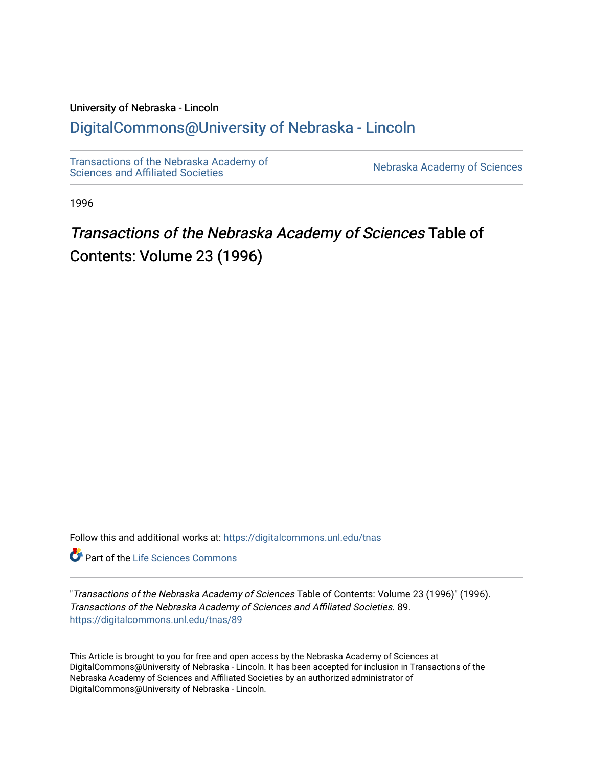University of Nebraska - Lincoln

## DigitalCommons@University of Nebraska - Lincoln

Transactions of the Nebraska Academy of Sciences and Affiliated Societies

Nebraska Academy of Sciences

1996

# *Transactions of the Nebraska Academy of Sciences* Table of Contents: Volume 23 (1996)

Follow this and additional works at: https://digitalcommons.unl.edu/tnas

Part of the Life Sciences Commons

"*Transactions of the Nebraska Academy of Sciences* Table of Contents: Volume 23 (1996)" (1996). *Transactions of the Nebraska Academy of Sciences and Affiliated Societies*. 89.
https://digitalcommons.unl.edu/tnas/89

This Article is brought to you for free and open access by the Nebraska Academy of Sciences at DigitalCommons@University of Nebraska - Lincoln. It has been accepted for inclusion in Transactions of the Nebraska Academy of Sciences and Affiliated Societies by an authorized administrator of DigitalCommons@University of Nebraska - Lincoln.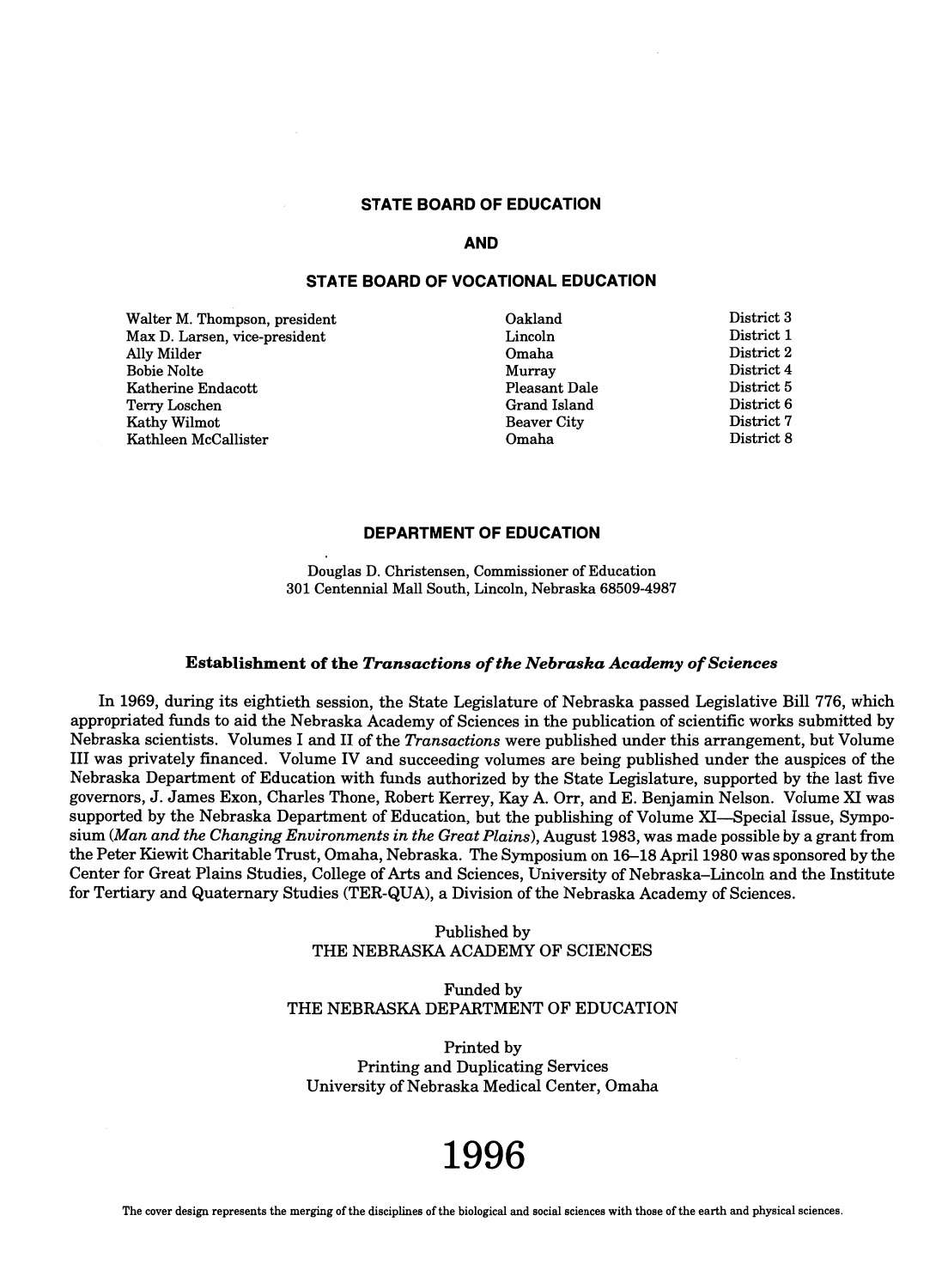## STATE BOARD OF EDUCATION

## AND

## STATE BOARD OF VOCATIONAL EDUCATION

| | | |
|---|---|---|
| Walter M. Thompson, president | Oakland | District 3 |
| Max D. Larsen, vice-president | Lincoln | District 1 |
| Ally Milder | Omaha | District 2 |
| Bobie Nolte | Murray | District 4 |
| Katherine Endacott | Pleasant Dale | District 5 |
| Terry Loschen | Grand Island | District 6 |
| Kathy Wilmot | Beaver City | District 7 |
| Kathleen McCallister | Omaha | District 8 |

## DEPARTMENT OF EDUCATION

Douglas D. Christensen, Commissioner of Education
301 Centennial Mall South, Lincoln, Nebraska 68509-4987

### Establishment of the *Transactions of the Nebraska Academy of Sciences*

In 1969, during its eightieth session, the State Legislature of Nebraska passed Legislative Bill 776, which appropriated funds to aid the Nebraska Academy of Sciences in the publication of scientific works submitted by Nebraska scientists. Volumes I and II of the *Transactions* were published under this arrangement, but Volume III was privately financed. Volume IV and succeeding volumes are being published under the auspices of the Nebraska Department of Education with funds authorized by the State Legislature, supported by the last five governors, J. James Exon, Charles Thone, Robert Kerrey, Kay A. Orr, and E. Benjamin Nelson. Volume XI was supported by the Nebraska Department of Education, but the publishing of Volume XI—Special Issue, Symposium (*Man and the Changing Environments in the Great Plains*), August 1983, was made possible by a grant from the Peter Kiewit Charitable Trust, Omaha, Nebraska. The Symposium on 16–18 April 1980 was sponsored by the Center for Great Plains Studies, College of Arts and Sciences, University of Nebraska–Lincoln and the Institute for Tertiary and Quaternary Studies (TER-QUA), a Division of the Nebraska Academy of Sciences.

Published by
THE NEBRASKA ACADEMY OF SCIENCES

Funded by
THE NEBRASKA DEPARTMENT OF EDUCATION

Printed by
Printing and Duplicating Services
University of Nebraska Medical Center, Omaha

# 1996

The cover design represents the merging of the disciplines of the biological and social sciences with those of the earth and physical sciences.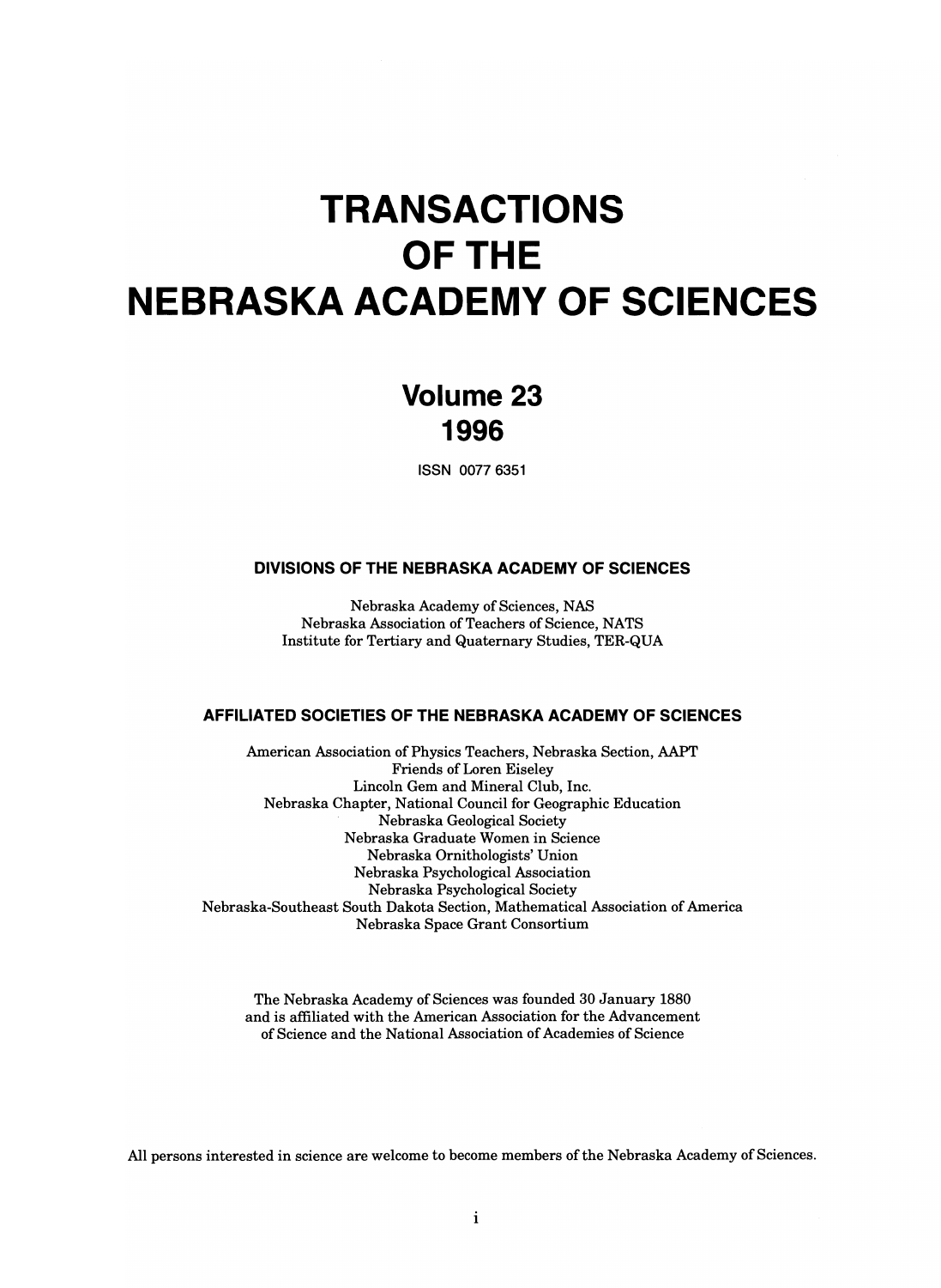# TRANSACTIONS OF THE NEBRASKA ACADEMY OF SCIENCES

## Volume 23
## 1996

ISSN 0077 6351

### DIVISIONS OF THE NEBRASKA ACADEMY OF SCIENCES

Nebraska Academy of Sciences, NAS
Nebraska Association of Teachers of Science, NATS
Institute for Tertiary and Quaternary Studies, TER-QUA

### AFFILIATED SOCIETIES OF THE NEBRASKA ACADEMY OF SCIENCES

American Association of Physics Teachers, Nebraska Section, AAPT
Friends of Loren Eiseley
Lincoln Gem and Mineral Club, Inc.
Nebraska Chapter, National Council for Geographic Education
Nebraska Geological Society
Nebraska Graduate Women in Science
Nebraska Ornithologists' Union
Nebraska Psychological Association
Nebraska Psychological Society
Nebraska-Southeast South Dakota Section, Mathematical Association of America
Nebraska Space Grant Consortium

The Nebraska Academy of Sciences was founded 30 January 1880 and is affiliated with the American Association for the Advancement of Science and the National Association of Academies of Science

All persons interested in science are welcome to become members of the Nebraska Academy of Sciences.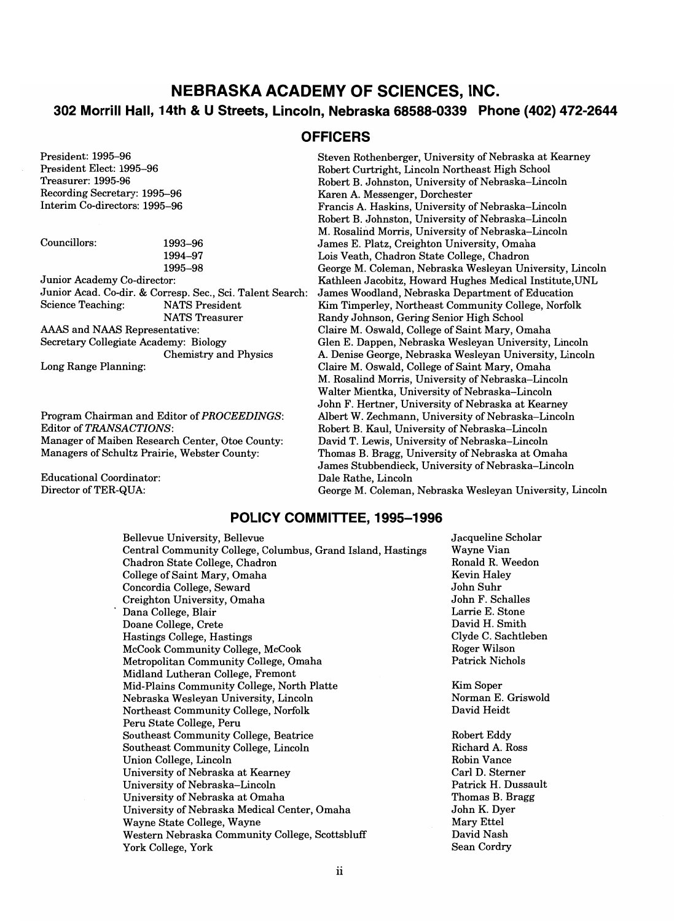# NEBRASKA ACADEMY OF SCIENCES, INC.

## 302 Morrill Hall, 14th & U Streets, Lincoln, Nebraska 68588-0339 Phone (402) 472-2644

## OFFICERS

| Position | Name |
|---|---|
| President: 1995–96 | Steven Rothenberger, University of Nebraska at Kearney |
| President Elect: 1995–96 | Robert Curtright, Lincoln Northeast High School |
| Treasurer: 1995-96 | Robert B. Johnston, University of Nebraska–Lincoln |
| Recording Secretary: 1995–96 | Karen A. Messenger, Dorchester |
| Interim Co-directors: 1995–96 | Francis A. Haskins, University of Nebraska–Lincoln |
| | Robert B. Johnston, University of Nebraska–Lincoln |
| | M. Rosalind Morris, University of Nebraska–Lincoln |
| Councillors: 1993–96 | James E. Platz, Creighton University, Omaha |
| 1994–97 | Lois Veath, Chadron State College, Chadron |
| 1995–98 | George M. Coleman, Nebraska Wesleyan University, Lincoln |
| Junior Academy Co-director: | Kathleen Jacobitz, Howard Hughes Medical Institute, UNL |
| Junior Acad. Co-dir. & Corresp. Sec., Sci. Talent Search: | James Woodland, Nebraska Department of Education |
| Science Teaching: NATS President | Kim Timperley, Northeast Community College, Norfolk |
| NATS Treasurer | Randy Johnson, Gering Senior High School |
| AAAS and NAAS Representative: | Claire M. Oswald, College of Saint Mary, Omaha |
| Secretary Collegiate Academy: Biology | Glen E. Dappen, Nebraska Wesleyan University, Lincoln |
| Chemistry and Physics | A. Denise George, Nebraska Wesleyan University, Lincoln |
| Long Range Planning: | Claire M. Oswald, College of Saint Mary, Omaha |
| | M. Rosalind Morris, University of Nebraska–Lincoln |
| | Walter Mientka, University of Nebraska–Lincoln |
| | John F. Hertner, University of Nebraska at Kearney |
| Program Chairman and Editor of *PROCEEDINGS*: | Albert W. Zechmann, University of Nebraska–Lincoln |
| Editor of *TRANSACTIONS*: | Robert B. Kaul, University of Nebraska–Lincoln |
| Manager of Maiben Research Center, Otoe County: | David T. Lewis, University of Nebraska–Lincoln |
| Managers of Schultz Prairie, Webster County: | Thomas B. Bragg, University of Nebraska at Omaha |
| | James Stubbendieck, University of Nebraska–Lincoln |
| Educational Coordinator: | Dale Rathe, Lincoln |
| Director of TER-QUA: | George M. Coleman, Nebraska Wesleyan University, Lincoln |

## POLICY COMMITTEE, 1995–1996

| Institution | Representative |
|---|---|
| Bellevue University, Bellevue | Jacqueline Scholar |
| Central Community College, Columbus, Grand Island, Hastings | Wayne Vian |
| Chadron State College, Chadron | Ronald R. Weedon |
| College of Saint Mary, Omaha | Kevin Haley |
| Concordia College, Seward | John Suhr |
| Creighton University, Omaha | John F. Schalles |
| Dana College, Blair | Larrie E. Stone |
| Doane College, Crete | David H. Smith |
| Hastings College, Hastings | Clyde C. Sachtleben |
| McCook Community College, McCook | Roger Wilson |
| Metropolitan Community College, Omaha | Patrick Nichols |
| Midland Lutheran College, Fremont | |
| Mid-Plains Community College, North Platte | Kim Soper |
| Nebraska Wesleyan University, Lincoln | Norman E. Griswold |
| Northeast Community College, Norfolk | David Heidt |
| Peru State College, Peru | |
| Southeast Community College, Beatrice | Robert Eddy |
| Southeast Community College, Lincoln | Richard A. Ross |
| Union College, Lincoln | Robin Vance |
| University of Nebraska at Kearney | Carl D. Sterner |
| University of Nebraska–Lincoln | Patrick H. Dussault |
| University of Nebraska at Omaha | Thomas B. Bragg |
| University of Nebraska Medical Center, Omaha | John K. Dyer |
| Wayne State College, Wayne | Mary Ettel |
| Western Nebraska Community College, Scottsbluff | David Nash |
| York College, York | Sean Cordry |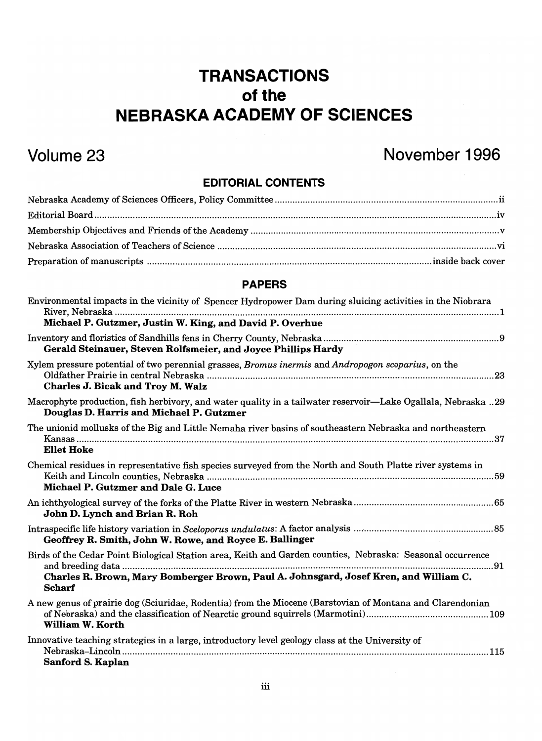# TRANSACTIONS
## of the
# NEBRASKA ACADEMY OF SCIENCES

**Volume 23** **November 1996**

## EDITORIAL CONTENTS

Nebraska Academy of Sciences Officers, Policy Committee .......... ii

Editorial Board .......... iv

Membership Objectives and Friends of the Academy .......... v

Nebraska Association of Teachers of Science .......... vi

Preparation of manuscripts .......... inside back cover

## PAPERS

Environmental impacts in the vicinity of Spencer Hydropower Dam during sluicing activities in the Niobrara River, Nebraska .......... 1
**Michael P. Gutzmer, Justin W. King, and David P. Overhue**

Inventory and floristics of Sandhills fens in Cherry County, Nebraska .......... 9
**Gerald Steinauer, Steven Rolfsmeier, and Joyce Phillips Hardy**

Xylem pressure potential of two perennial grasses, *Bromus inermis* and *Andropogon scoparius*, on the Oldfather Prairie in central Nebraska .......... 23
**Charles J. Bicak and Troy M. Walz**

Macrophyte production, fish herbivory, and water quality in a tailwater reservoir—Lake Ogallala, Nebraska .. 29
**Douglas D. Harris and Michael P. Gutzmer**

The unionid mollusks of the Big and Little Nemaha river basins of southeastern Nebraska and northeastern Kansas .......... 37
**Ellet Hoke**

Chemical residues in representative fish species surveyed from the North and South Platte river systems in Keith and Lincoln counties, Nebraska .......... 59
**Michael P. Gutzmer and Dale G. Luce**

An ichthyological survey of the forks of the Platte River in western Nebraska .......... 65
**John D. Lynch and Brian R. Roh**

Intraspecific life history variation in *Sceloporus undulatus*: A factor analysis .......... 85
**Geoffrey R. Smith, John W. Rowe, and Royce E. Ballinger**

Birds of the Cedar Point Biological Station area, Keith and Garden counties, Nebraska: Seasonal occurrence and breeding data .......... 91
**Charles R. Brown, Mary Bomberger Brown, Paul A. Johnsgard, Josef Kren, and William C. Scharf**

A new genus of prairie dog (Sciuridae, Rodentia) from the Miocene (Barstovian of Montana and Clarendonian of Nebraska) and the classification of Nearctic ground squirrels (Marmotini) .......... 109
**William W. Korth**

Innovative teaching strategies in a large, introductory level geology class at the University of Nebraska–Lincoln .......... 115
**Sanford S. Kaplan**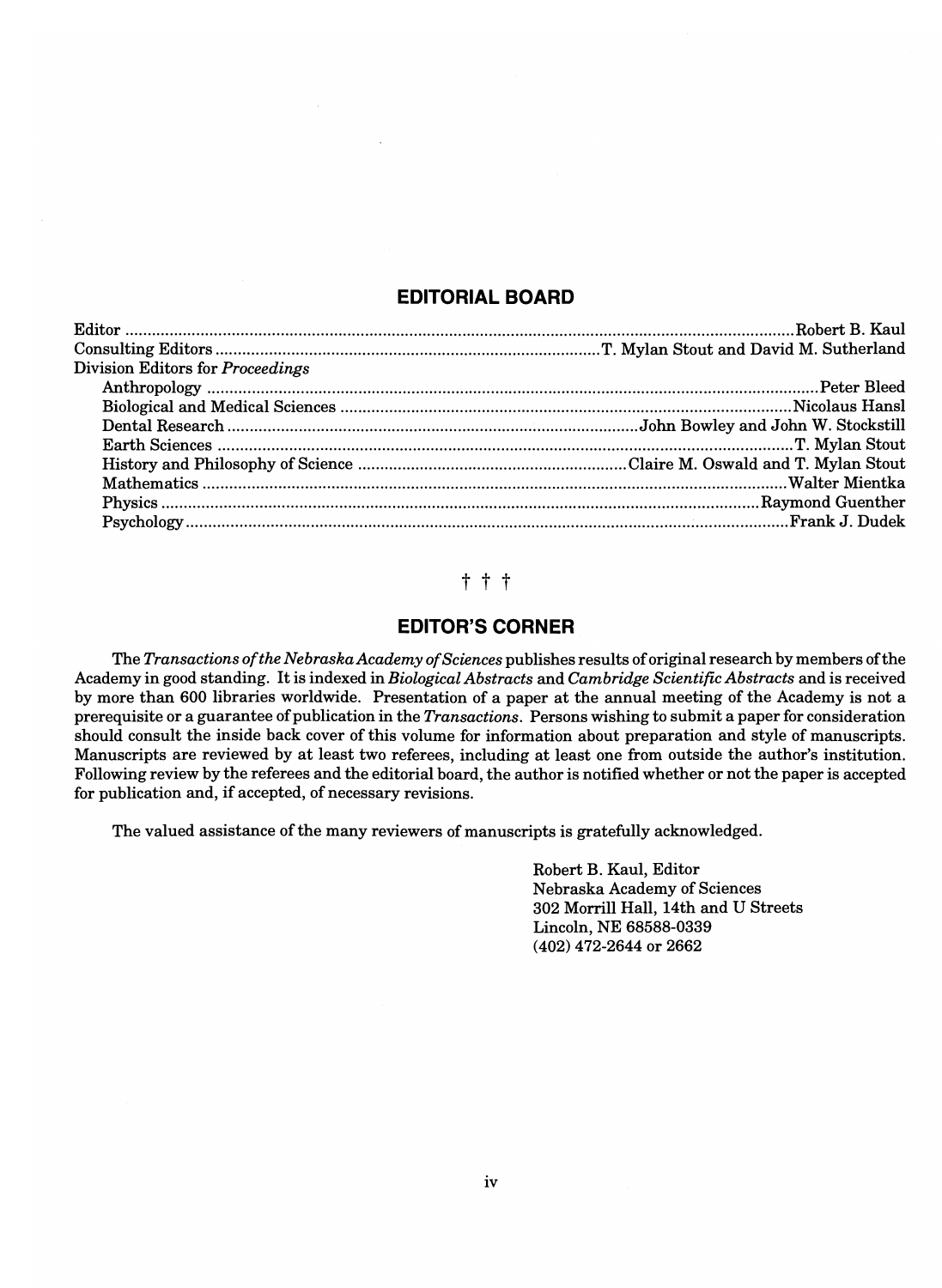## EDITORIAL BOARD

| | |
|---|---|
| Editor | Robert B. Kaul |
| Consulting Editors | T. Mylan Stout and David M. Sutherland |
| Division Editors for *Proceedings* | |
| Anthropology | Peter Bleed |
| Biological and Medical Sciences | Nicolaus Hansl |
| Dental Research | John Bowley and John W. Stockstill |
| Earth Sciences | T. Mylan Stout |
| History and Philosophy of Science | Claire M. Oswald and T. Mylan Stout |
| Mathematics | Walter Mientka |
| Physics | Raymond Guenther |
| Psychology | Frank J. Dudek |

† † †

## EDITOR'S CORNER

The *Transactions of the Nebraska Academy of Sciences* publishes results of original research by members of the Academy in good standing. It is indexed in *Biological Abstracts* and *Cambridge Scientific Abstracts* and is received by more than 600 libraries worldwide. Presentation of a paper at the annual meeting of the Academy is not a prerequisite or a guarantee of publication in the *Transactions*. Persons wishing to submit a paper for consideration should consult the inside back cover of this volume for information about preparation and style of manuscripts. Manuscripts are reviewed by at least two referees, including at least one from outside the author's institution. Following review by the referees and the editorial board, the author is notified whether or not the paper is accepted for publication and, if accepted, of necessary revisions.

The valued assistance of the many reviewers of manuscripts is gratefully acknowledged.

Robert B. Kaul, Editor
Nebraska Academy of Sciences
302 Morrill Hall, 14th and U Streets
Lincoln, NE 68588-0339
(402) 472-2644 or 2662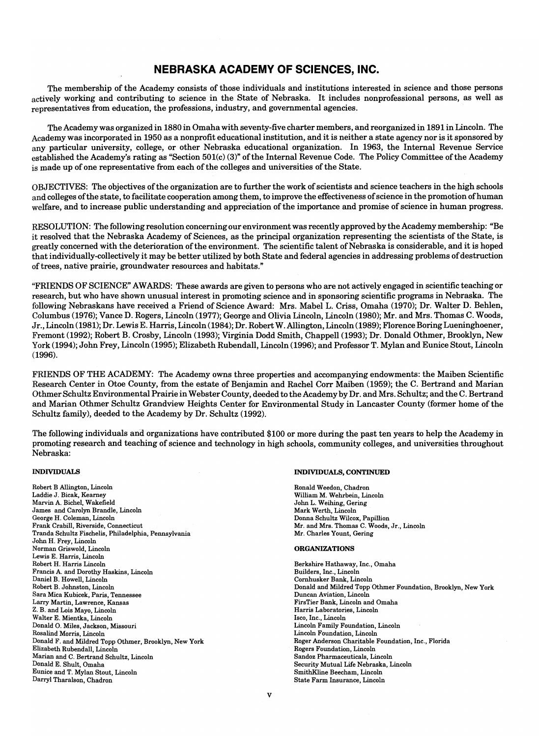# NEBRASKA ACADEMY OF SCIENCES, INC.

The membership of the Academy consists of those individuals and institutions interested in science and those persons actively working and contributing to science in the State of Nebraska. It includes nonprofessional persons, as well as representatives from education, the professions, industry, and governmental agencies.

The Academy was organized in 1880 in Omaha with seventy-five charter members, and reorganized in 1891 in Lincoln. The Academy was incorporated in 1950 as a nonprofit educational institution, and it is neither a state agency nor is it sponsored by any particular university, college, or other Nebraska educational organization. In 1963, the Internal Revenue Service established the Academy's rating as "Section 501(c) (3)" of the Internal Revenue Code. The Policy Committee of the Academy is made up of one representative from each of the colleges and universities of the State.

OBJECTIVES: The objectives of the organization are to further the work of scientists and science teachers in the high schools and colleges of the state, to facilitate cooperation among them, to improve the effectiveness of science in the promotion of human welfare, and to increase public understanding and appreciation of the importance and promise of science in human progress.

RESOLUTION: The following resolution concerning our environment was recently approved by the Academy membership: "Be it resolved that the Nebraska Academy of Sciences, as the principal organization representing the scientists of the State, is greatly concerned with the deterioration of the environment. The scientific talent of Nebraska is considerable, and it is hoped that individually-collectively it may be better utilized by both State and federal agencies in addressing problems of destruction of trees, native prairie, groundwater resources and habitats."

"FRIENDS OF SCIENCE" AWARDS: These awards are given to persons who are not actively engaged in scientific teaching or research, but who have shown unusual interest in promoting science and in sponsoring scientific programs in Nebraska. The following Nebraskans have received a Friend of Science Award: Mrs. Mabel L. Criss, Omaha (1970); Dr. Walter D. Behlen, Columbus (1976); Vance D. Rogers, Lincoln (1977); George and Olivia Lincoln, Lincoln (1980); Mr. and Mrs. Thomas C. Woods, Jr., Lincoln (1981); Dr. Lewis E. Harris, Lincoln (1984); Dr. Robert W. Allington, Lincoln (1989); Florence Boring Lueninghoener, Fremont (1992); Robert B. Crosby, Lincoln (1993); Virginia Dodd Smith, Chappell (1993); Dr. Donald Othmer, Brooklyn, New York (1994); John Frey, Lincoln (1995); Elizabeth Rubendall, Lincoln (1996); and Professor T. Mylan and Eunice Stout, Lincoln (1996).

FRIENDS OF THE ACADEMY: The Academy owns three properties and accompanying endowments: the Maiben Scientific Research Center in Otoe County, from the estate of Benjamin and Rachel Corr Maiben (1959); the C. Bertrand and Marian Othmer Schultz Environmental Prairie in Webster County, deeded to the Academy by Dr. and Mrs. Schultz; and the C. Bertrand and Marian Othmer Schultz Grandview Heights Center for Environmental Study in Lancaster County (former home of the Schultz family), deeded to the Academy by Dr. Schultz (1992).

The following individuals and organizations have contributed $100 or more during the past ten years to help the Academy in promoting research and teaching of science and technology in high schools, community colleges, and universities throughout Nebraska:

**INDIVIDUALS**

Robert B Allington, Lincoln
Laddie J. Bicak, Kearney
Marvin A. Bichel, Wakefield
James and Carolyn Brandle, Lincoln
George H. Coleman, Lincoln
Frank Crabill, Riverside, Connecticut
Tranda Schultz Fischelis, Philadelphia, Pennsylvania
John H. Frey, Lincoln
Norman Griswold, Lincoln
Lewis E. Harris, Lincoln
Robert H. Harris Lincoln
Francis A. and Dorothy Haskins, Lincoln
Daniel B. Howell, Lincoln
Robert B. Johnston, Lincoln
Sara Mica Kubicek, Paris, Tennessee
Larry Martin, Lawrence, Kansas
Z. B. and Lois Mayo, Lincoln
Walter E. Mientka, Lincoln
Donald O. Miles, Jackson, Missouri
Rosalind Morris, Lincoln
Donald F. and Mildred Topp Othmer, Brooklyn, New York
Elizabeth Rubendall, Lincoln
Marian and C. Bertrand Schultz, Lincoln
Donald E. Shult, Omaha
Eunice and T. Mylan Stout, Lincoln
Darryl Tharalson, Chadron

**INDIVIDUALS, CONTINUED**

Ronald Weedon, Chadron
William M. Wehrbein, Lincoln
John L. Weihing, Gering
Mark Werth, Lincoln
Donna Schultz Wilcox, Papillion
Mr. and Mrs. Thomas C. Woods, Jr., Lincoln
Mr. Charles Yount, Gering

**ORGANIZATIONS**

Berkshire Hathaway, Inc., Omaha
Builders, Inc., Lincoln
Cornhusker Bank, Lincoln
Donald and Mildred Topp Othmer Foundation, Brooklyn, New York
Duncan Aviation, Lincoln
FirsTier Bank, Lincoln and Omaha
Harris Laboratories, Lincoln
Isco, Inc., Lincoln
Lincoln Family Foundation, Lincoln
Lincoln Foundation, Lincoln
Roger Anderson Charitable Foundation, Inc., Florida
Rogers Foundation, Lincoln
Sandoz Pharmaceuticals, Lincoln
Security Mutual Life Nebraska, Lincoln
SmithKline Beecham, Lincoln
State Farm Insurance, Lincoln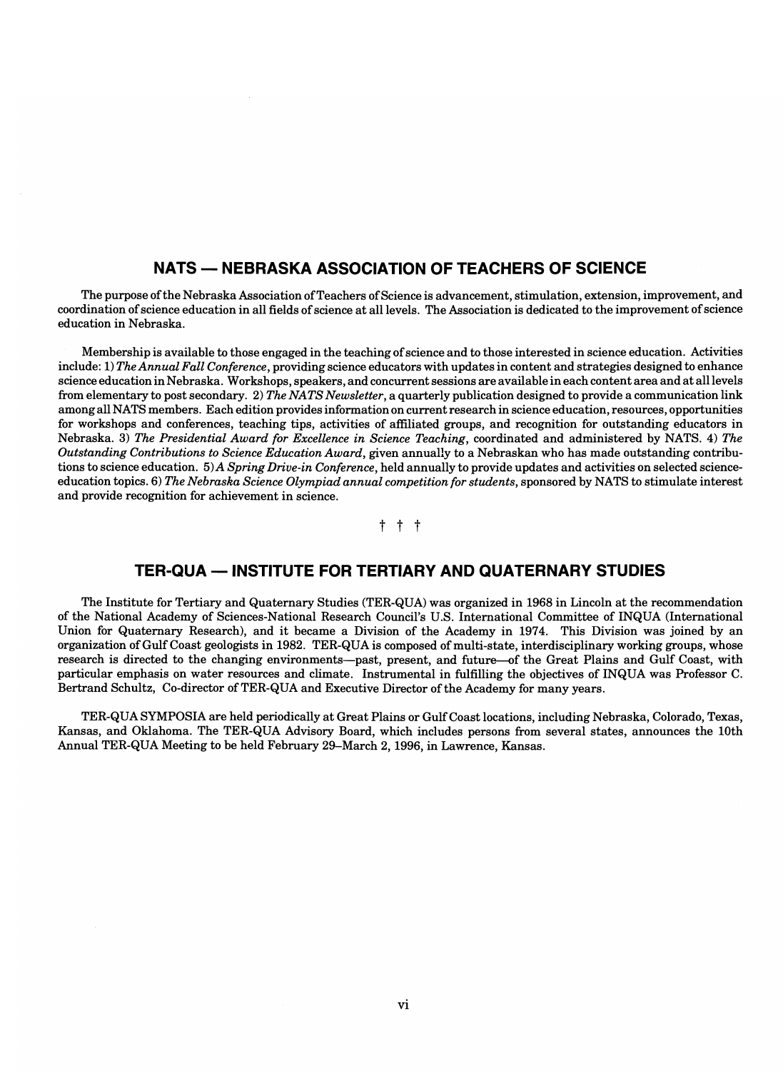## NATS — NEBRASKA ASSOCIATION OF TEACHERS OF SCIENCE

The purpose of the Nebraska Association of Teachers of Science is advancement, stimulation, extension, improvement, and coordination of science education in all fields of science at all levels. The Association is dedicated to the improvement of science education in Nebraska.

Membership is available to those engaged in the teaching of science and to those interested in science education. Activities include: 1) *The Annual Fall Conference*, providing science educators with updates in content and strategies designed to enhance science education in Nebraska. Workshops, speakers, and concurrent sessions are available in each content area and at all levels from elementary to post secondary. 2) *The NATS Newsletter*, a quarterly publication designed to provide a communication link among all NATS members. Each edition provides information on current research in science education, resources, opportunities for workshops and conferences, teaching tips, activities of affiliated groups, and recognition for outstanding educators in Nebraska. 3) *The Presidential Award for Excellence in Science Teaching*, coordinated and administered by NATS. 4) *The Outstanding Contributions to Science Education Award*, given annually to a Nebraskan who has made outstanding contributions to science education. 5) *A Spring Drive-in Conference*, held annually to provide updates and activities on selected science-education topics. 6) *The Nebraska Science Olympiad annual competition for students*, sponsored by NATS to stimulate interest and provide recognition for achievement in science.

† † †

## TER-QUA — INSTITUTE FOR TERTIARY AND QUATERNARY STUDIES

The Institute for Tertiary and Quaternary Studies (TER-QUA) was organized in 1968 in Lincoln at the recommendation of the National Academy of Sciences-National Research Council's U.S. International Committee of INQUA (International Union for Quaternary Research), and it became a Division of the Academy in 1974. This Division was joined by an organization of Gulf Coast geologists in 1982. TER-QUA is composed of multi-state, interdisciplinary working groups, whose research is directed to the changing environments—past, present, and future—of the Great Plains and Gulf Coast, with particular emphasis on water resources and climate. Instrumental in fulfilling the objectives of INQUA was Professor C. Bertrand Schultz, Co-director of TER-QUA and Executive Director of the Academy for many years.

TER-QUA SYMPOSIA are held periodically at Great Plains or Gulf Coast locations, including Nebraska, Colorado, Texas, Kansas, and Oklahoma. The TER-QUA Advisory Board, which includes persons from several states, announces the 10th Annual TER-QUA Meeting to be held February 29–March 2, 1996, in Lawrence, Kansas.